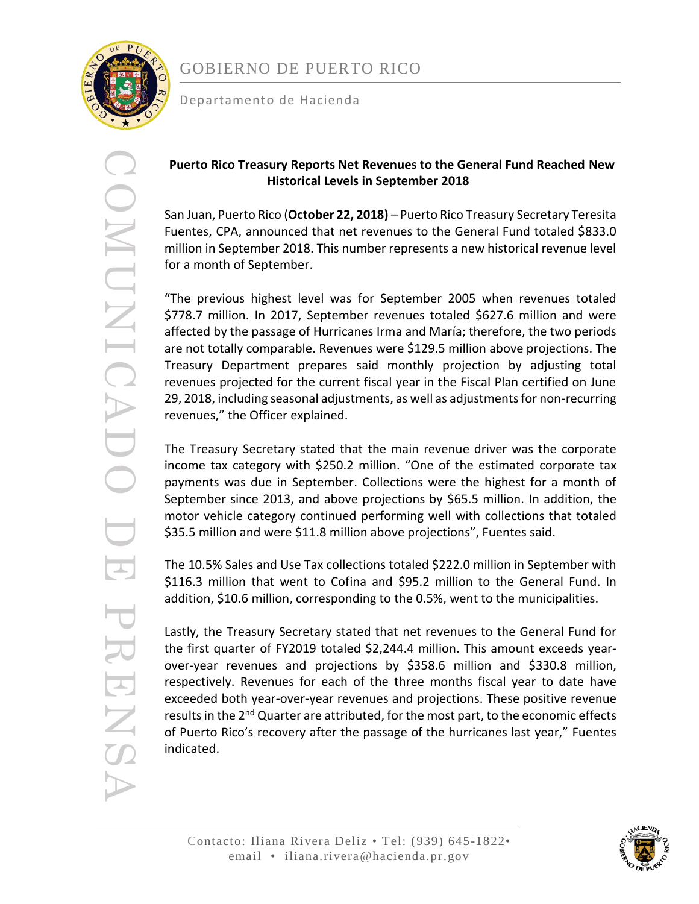GOBIERNO DE PUERTO RICO

Departamento de Hacienda

COMUNICADO DE PRENSA

**Puerto Rico Treasury Reports Net Revenues to the General Fund Reached New Historical Levels in September 2018**

San Juan, Puerto Rico (**October 22, 2018)** – Puerto Rico Treasury Secretary Teresita Fuentes, CPA, announced that net revenues to the General Fund totaled $833.0 million in September 2018. This number represents a new historical revenue level for a month of September.

"The previous highest level was for September 2005 when revenues totaled $778.7 million. In 2017, September revenues totaled $627.6 million and were affected by the passage of Hurricanes Irma and María; therefore, the two periods are not totally comparable. Revenues were $129.5 million above projections. The Treasury Department prepares said monthly projection by adjusting total revenues projected for the current fiscal year in the Fiscal Plan certified on June 29, 2018, including seasonal adjustments, as well as adjustments for non-recurring revenues," the Officer explained.

The Treasury Secretary stated that the main revenue driver was the corporate income tax category with $250.2 million. "One of the estimated corporate tax payments was due in September. Collections were the highest for a month of September since 2013, and above projections by $65.5 million. In addition, the motor vehicle category continued performing well with collections that totaled $35.5 million and were $11.8 million above projections", Fuentes said.

The 10.5% Sales and Use Tax collections totaled $222.0 million in September with $116.3 million that went to Cofina and $95.2 million to the General Fund. In addition, $10.6 million, corresponding to the 0.5%, went to the municipalities.

Lastly, the Treasury Secretary stated that net revenues to the General Fund for the first quarter of FY2019 totaled $2,244.4 million. This amount exceeds year-over-year revenues and projections by $358.6 million and $330.8 million, respectively. Revenues for each of the three months fiscal year to date have exceeded both year-over-year revenues and projections. These positive revenue results in the 2nd Quarter are attributed, for the most part, to the economic effects of Puerto Rico's recovery after the passage of the hurricanes last year," Fuentes indicated.

Contacto: Iliana Rivera Deliz • Tel: (939) 645-1822• email • iliana.rivera@hacienda.pr.gov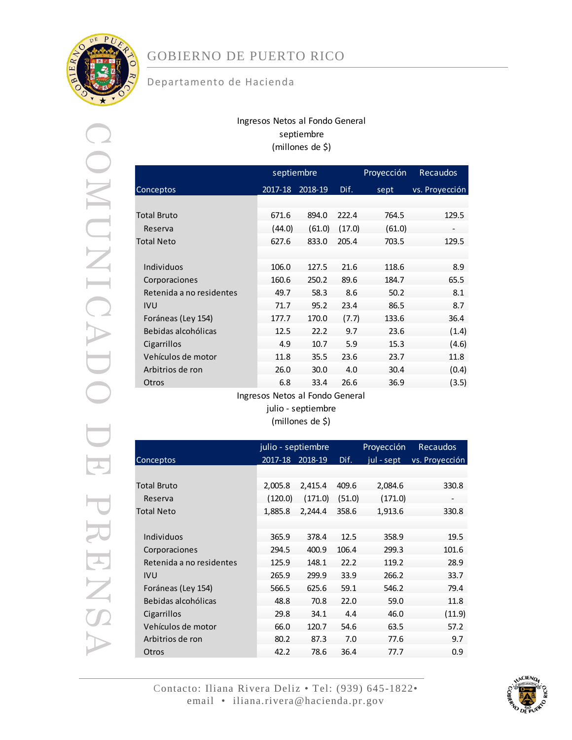GOBIERNO DE PUERTO RICO

Departamento de Hacienda

COMUNICADO DE PRENSA

Ingresos Netos al Fondo General
septiembre
(millones de $)

| Conceptos | septiembre 2017-18 | 2018-19 | Dif. | Proyección sept | Recaudos vs. Proyección |
|---|---|---|---|---|---|
| Total Bruto | 671.6 | 894.0 | 222.4 | 764.5 | 129.5 |
| Reserva | (44.0) | (61.0) | (17.0) | (61.0) | - |
| Total Neto | 627.6 | 833.0 | 205.4 | 703.5 | 129.5 |
| | | | | | |
| Individuos | 106.0 | 127.5 | 21.6 | 118.6 | 8.9 |
| Corporaciones | 160.6 | 250.2 | 89.6 | 184.7 | 65.5 |
| Retenida a no residentes | 49.7 | 58.3 | 8.6 | 50.2 | 8.1 |
| IVU | 71.7 | 95.2 | 23.4 | 86.5 | 8.7 |
| Foráneas (Ley 154) | 177.7 | 170.0 | (7.7) | 133.6 | 36.4 |
| Bebidas alcohólicas | 12.5 | 22.2 | 9.7 | 23.6 | (1.4) |
| Cigarrillos | 4.9 | 10.7 | 5.9 | 15.3 | (4.6) |
| Vehículos de motor | 11.8 | 35.5 | 23.6 | 23.7 | 11.8 |
| Arbitrios de ron | 26.0 | 30.0 | 4.0 | 30.4 | (0.4) |
| Otros | 6.8 | 33.4 | 26.6 | 36.9 | (3.5) |

Ingresos Netos al Fondo General
julio - septiembre
(millones de $)

| Conceptos | julio - septiembre 2017-18 | 2018-19 | Dif. | Proyección jul - sept | Recaudos vs. Proyección |
|---|---|---|---|---|---|
| Total Bruto | 2,005.8 | 2,415.4 | 409.6 | 2,084.6 | 330.8 |
| Reserva | (120.0) | (171.0) | (51.0) | (171.0) | - |
| Total Neto | 1,885.8 | 2,244.4 | 358.6 | 1,913.6 | 330.8 |
| | | | | | |
| Individuos | 365.9 | 378.4 | 12.5 | 358.9 | 19.5 |
| Corporaciones | 294.5 | 400.9 | 106.4 | 299.3 | 101.6 |
| Retenida a no residentes | 125.9 | 148.1 | 22.2 | 119.2 | 28.9 |
| IVU | 265.9 | 299.9 | 33.9 | 266.2 | 33.7 |
| Foráneas (Ley 154) | 566.5 | 625.6 | 59.1 | 546.2 | 79.4 |
| Bebidas alcohólicas | 48.8 | 70.8 | 22.0 | 59.0 | 11.8 |
| Cigarrillos | 29.8 | 34.1 | 4.4 | 46.0 | (11.9) |
| Vehículos de motor | 66.0 | 120.7 | 54.6 | 63.5 | 57.2 |
| Arbitrios de ron | 80.2 | 87.3 | 7.0 | 77.6 | 9.7 |
| Otros | 42.2 | 78.6 | 36.4 | 77.7 | 0.9 |

Contacto: Iliana Rivera Deliz • Tel: (939) 645-1822•
email • iliana.rivera@hacienda.pr.gov